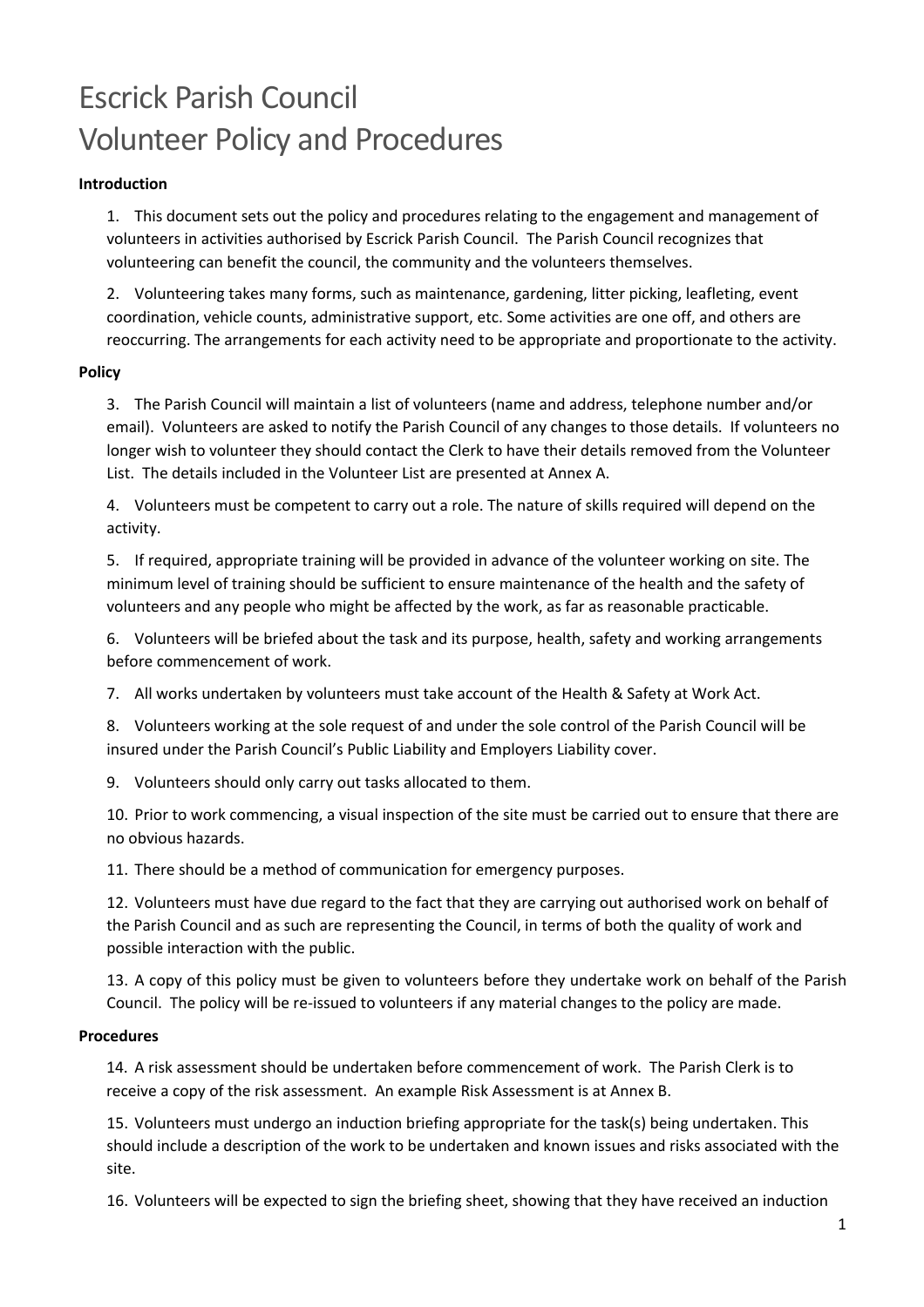# Escrick Parish Council
# Volunteer Policy and Procedures

**Introduction**

1. This document sets out the policy and procedures relating to the engagement and management of volunteers in activities authorised by Escrick Parish Council. The Parish Council recognizes that volunteering can benefit the council, the community and the volunteers themselves.

2. Volunteering takes many forms, such as maintenance, gardening, litter picking, leafleting, event coordination, vehicle counts, administrative support, etc. Some activities are one off, and others are reoccurring. The arrangements for each activity need to be appropriate and proportionate to the activity.

**Policy**

3. The Parish Council will maintain a list of volunteers (name and address, telephone number and/or email). Volunteers are asked to notify the Parish Council of any changes to those details. If volunteers no longer wish to volunteer they should contact the Clerk to have their details removed from the Volunteer List. The details included in the Volunteer List are presented at Annex A.

4. Volunteers must be competent to carry out a role. The nature of skills required will depend on the activity.

5. If required, appropriate training will be provided in advance of the volunteer working on site. The minimum level of training should be sufficient to ensure maintenance of the health and the safety of volunteers and any people who might be affected by the work, as far as reasonable practicable.

6. Volunteers will be briefed about the task and its purpose, health, safety and working arrangements before commencement of work.

7. All works undertaken by volunteers must take account of the Health & Safety at Work Act.

8. Volunteers working at the sole request of and under the sole control of the Parish Council will be insured under the Parish Council's Public Liability and Employers Liability cover.

9. Volunteers should only carry out tasks allocated to them.

10. Prior to work commencing, a visual inspection of the site must be carried out to ensure that there are no obvious hazards.

11. There should be a method of communication for emergency purposes.

12. Volunteers must have due regard to the fact that they are carrying out authorised work on behalf of the Parish Council and as such are representing the Council, in terms of both the quality of work and possible interaction with the public.

13. A copy of this policy must be given to volunteers before they undertake work on behalf of the Parish Council. The policy will be re-issued to volunteers if any material changes to the policy are made.

**Procedures**

14. A risk assessment should be undertaken before commencement of work. The Parish Clerk is to receive a copy of the risk assessment. An example Risk Assessment is at Annex B.

15. Volunteers must undergo an induction briefing appropriate for the task(s) being undertaken. This should include a description of the work to be undertaken and known issues and risks associated with the site.

16. Volunteers will be expected to sign the briefing sheet, showing that they have received an induction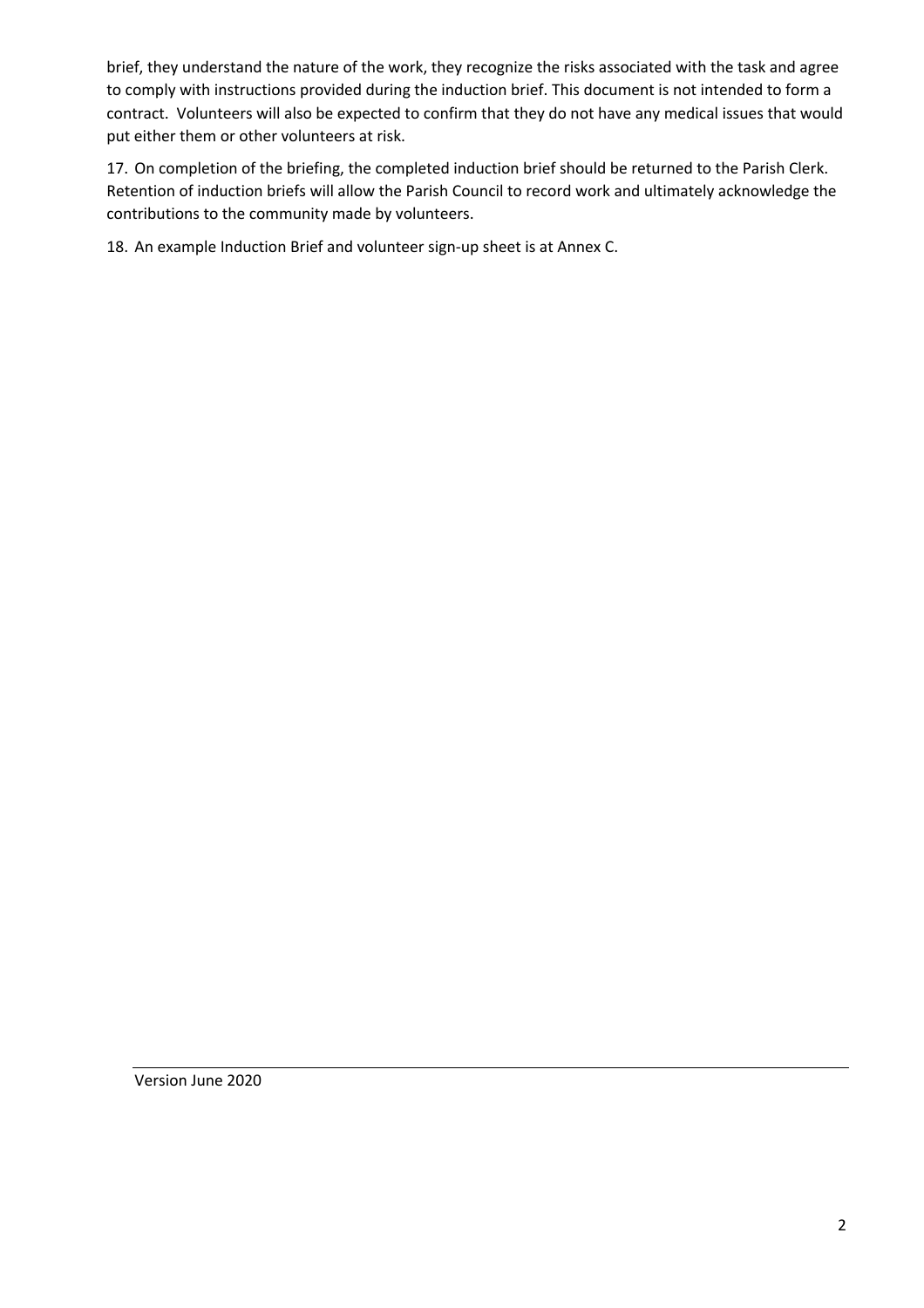brief, they understand the nature of the work, they recognize the risks associated with the task and agree to comply with instructions provided during the induction brief. This document is not intended to form a contract. Volunteers will also be expected to confirm that they do not have any medical issues that would put either them or other volunteers at risk.

17. On completion of the briefing, the completed induction brief should be returned to the Parish Clerk. Retention of induction briefs will allow the Parish Council to record work and ultimately acknowledge the contributions to the community made by volunteers.

18. An example Induction Brief and volunteer sign-up sheet is at Annex C.

Version June 2020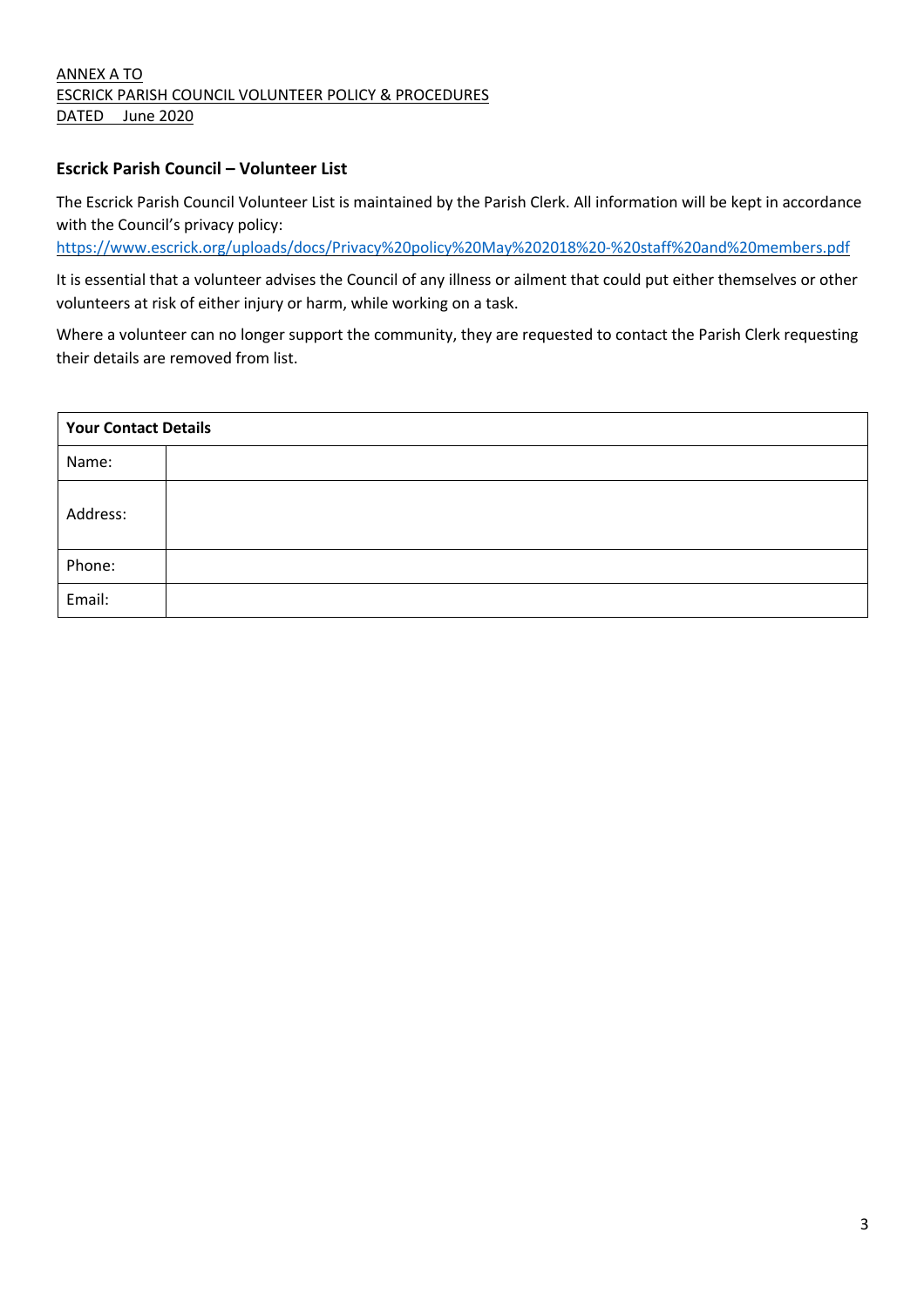ANNEX A TO
ESCRICK PARISH COUNCIL VOLUNTEER POLICY & PROCEDURES
DATED June 2020

## Escrick Parish Council – Volunteer List

The Escrick Parish Council Volunteer List is maintained by the Parish Clerk. All information will be kept in accordance with the Council's privacy policy:
https://www.escrick.org/uploads/docs/Privacy%20policy%20May%202018%20-%20staff%20and%20members.pdf

It is essential that a volunteer advises the Council of any illness or ailment that could put either themselves or other volunteers at risk of either injury or harm, while working on a task.

Where a volunteer can no longer support the community, they are requested to contact the Parish Clerk requesting their details are removed from list.

| **Your Contact Details** | |
|---|---|
| Name: | |
| Address: | |
| Phone: | |
| Email: | |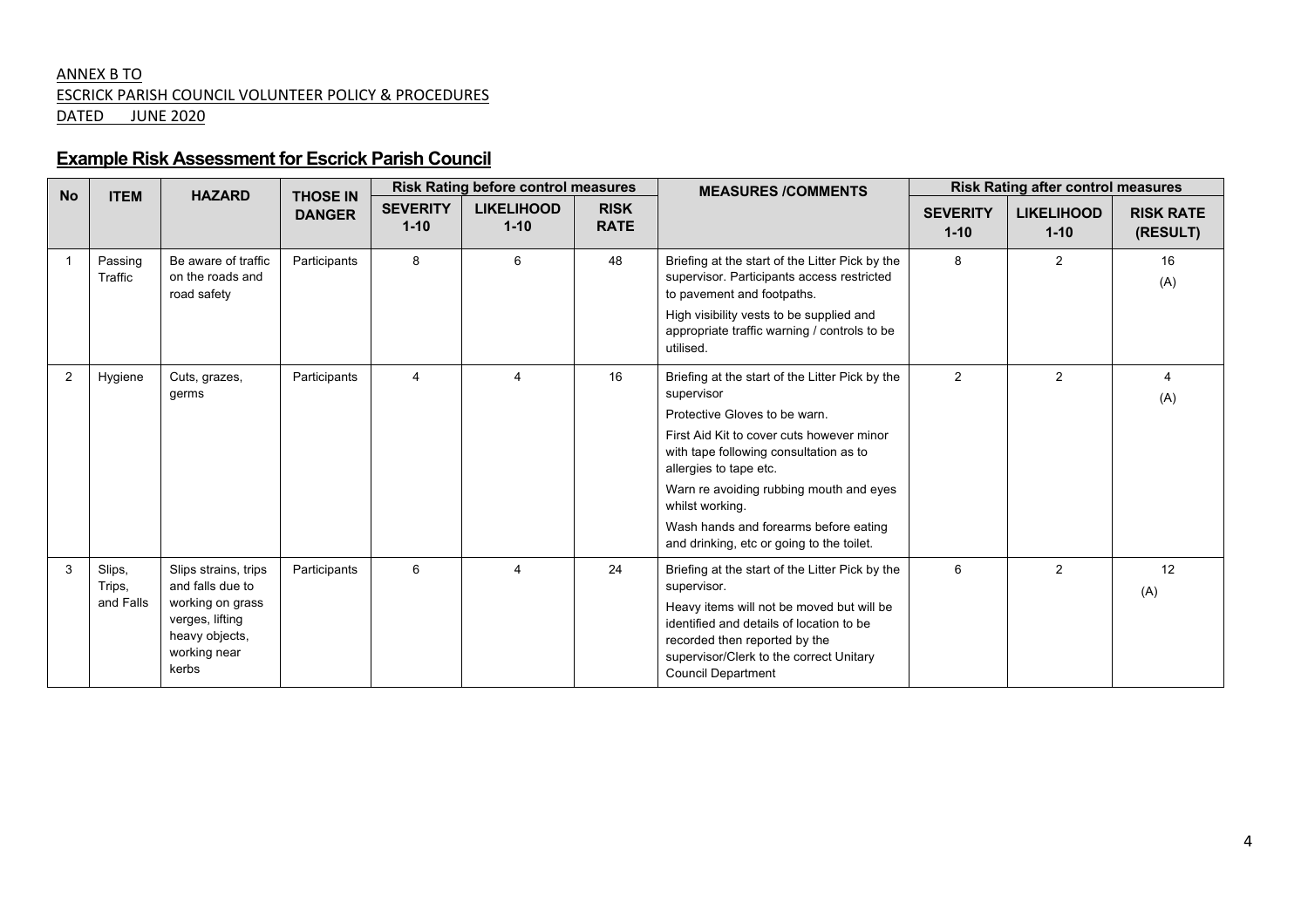ANNEX B TO
ESCRICK PARISH COUNCIL VOLUNTEER POLICY & PROCEDURES
DATED JUNE 2020

## Example Risk Assessment for Escrick Parish Council

| No | ITEM | HAZARD | THOSE IN DANGER | Risk Rating before control measures | | | MEASURES /COMMENTS | Risk Rating after control measures | | |
|---|---|---|---|---|---|---|---|---|---|---|
| | | | | SEVERITY 1-10 | LIKELIHOOD 1-10 | RISK RATE | | SEVERITY 1-10 | LIKELIHOOD 1-10 | RISK RATE (RESULT) |
| 1 | Passing Traffic | Be aware of traffic on the roads and road safety | Participants | 8 | 6 | 48 | Briefing at the start of the Litter Pick by the supervisor. Participants access restricted to pavement and footpaths.<br><br>High visibility vests to be supplied and appropriate traffic warning / controls to be utilised. | 8 | 2 | 16 (A) |
| 2 | Hygiene | Cuts, grazes, germs | Participants | 4 | 4 | 16 | Briefing at the start of the Litter Pick by the supervisor<br><br>Protective Gloves to be warn.<br><br>First Aid Kit to cover cuts however minor with tape following consultation as to allergies to tape etc.<br><br>Warn re avoiding rubbing mouth and eyes whilst working.<br><br>Wash hands and forearms before eating and drinking, etc or going to the toilet. | 2 | 2 | 4 (A) |
| 3 | Slips, Trips, and Falls | Slips strains, trips and falls due to working on grass verges, lifting heavy objects, working near kerbs | Participants | 6 | 4 | 24 | Briefing at the start of the Litter Pick by the supervisor.<br><br>Heavy items will not be moved but will be identified and details of location to be recorded then reported by the supervisor/Clerk to the correct Unitary Council Department | 6 | 2 | 12 (A) |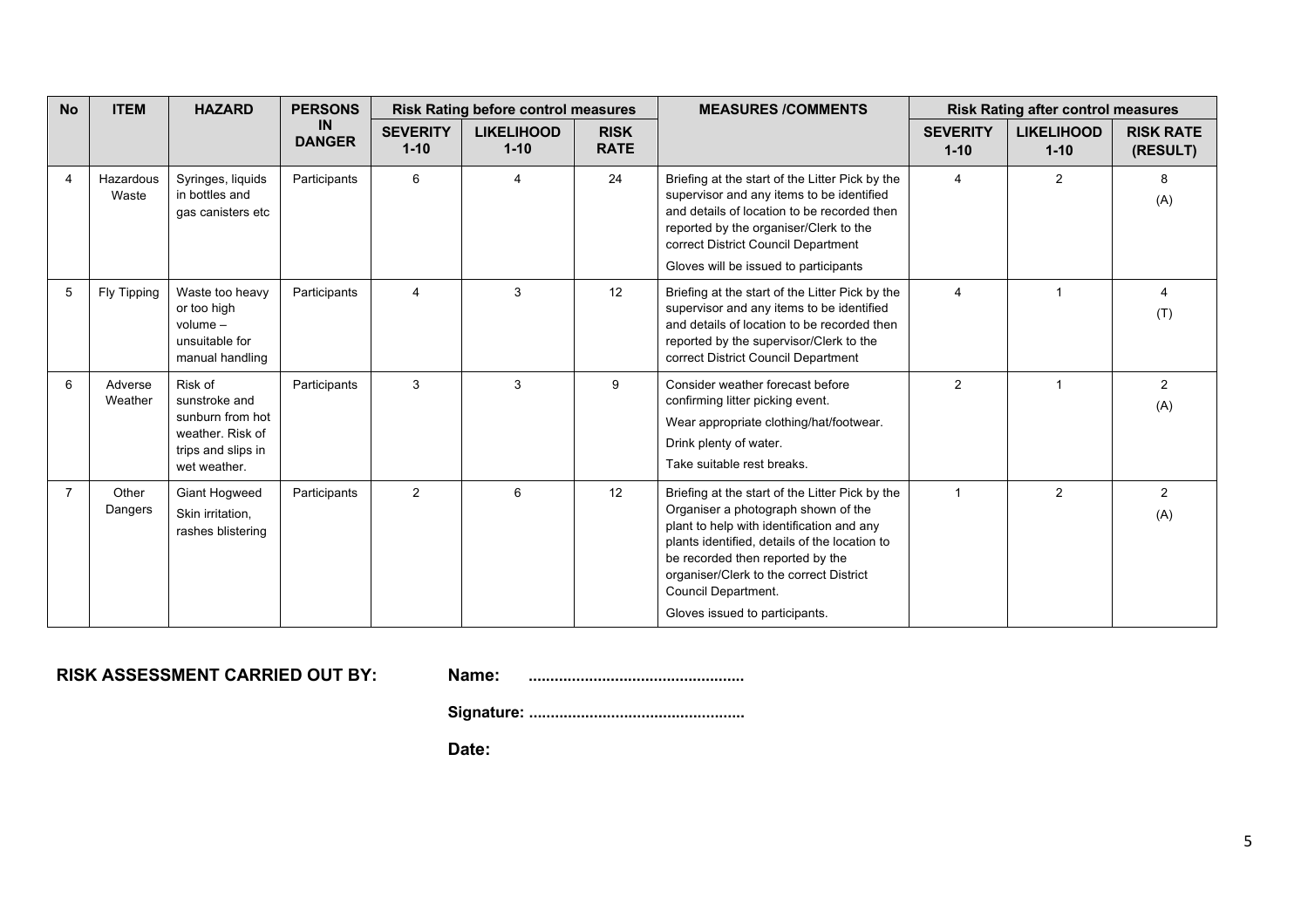| No | ITEM | HAZARD | PERSONS IN DANGER | Risk Rating before control measures | | | MEASURES /COMMENTS | Risk Rating after control measures | | |
|---|---|---|---|---|---|---|---|---|---|---|
| | | | | SEVERITY 1-10 | LIKELIHOOD 1-10 | RISK RATE | | SEVERITY 1-10 | LIKELIHOOD 1-10 | RISK RATE (RESULT) |
| 4 | Hazardous Waste | Syringes, liquids in bottles and gas canisters etc | Participants | 6 | 4 | 24 | Briefing at the start of the Litter Pick by the supervisor and any items to be identified and details of location to be recorded then reported by the organiser/Clerk to the correct District Council Department<br>Gloves will be issued to participants | 4 | 2 | 8 (A) |
| 5 | Fly Tipping | Waste too heavy or too high volume – unsuitable for manual handling | Participants | 4 | 3 | 12 | Briefing at the start of the Litter Pick by the supervisor and any items to be identified and details of location to be recorded then reported by the supervisor/Clerk to the correct District Council Department | 4 | 1 | 4 (T) |
| 6 | Adverse Weather | Risk of sunstroke and sunburn from hot weather. Risk of trips and slips in wet weather. | Participants | 3 | 3 | 9 | Consider weather forecast before confirming litter picking event.<br>Wear appropriate clothing/hat/footwear.<br>Drink plenty of water.<br>Take suitable rest breaks. | 2 | 1 | 2 (A) |
| 7 | Other Dangers | Giant Hogweed Skin irritation, rashes blistering | Participants | 2 | 6 | 12 | Briefing at the start of the Litter Pick by the Organiser a photograph shown of the plant to help with identification and any plants identified, details of the location to be recorded then reported by the organiser/Clerk to the correct District Council Department.<br>Gloves issued to participants. | 1 | 2 | 2 (A) |

**RISK ASSESSMENT CARRIED OUT BY:** **Name:** .................................................

**Signature:** .................................................

**Date:**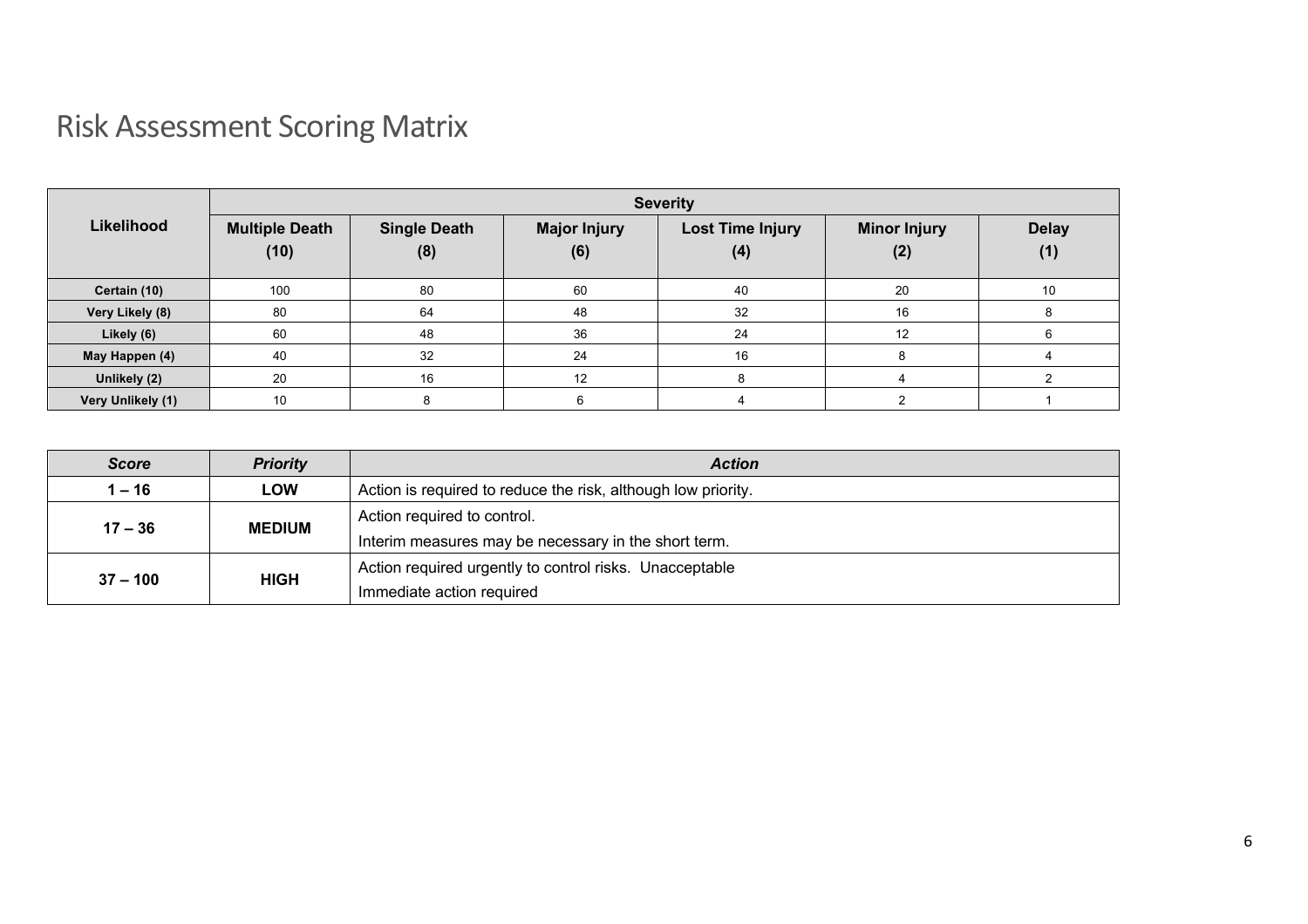# Risk Assessment Scoring Matrix

| Likelihood | Severity | | | | | |
|---|---|---|---|---|---|---|
| | **Multiple Death (10)** | **Single Death (8)** | **Major Injury (6)** | **Lost Time Injury (4)** | **Minor Injury (2)** | **Delay (1)** |
| **Certain (10)** | 100 | 80 | 60 | 40 | 20 | 10 |
| **Very Likely (8)** | 80 | 64 | 48 | 32 | 16 | 8 |
| **Likely (6)** | 60 | 48 | 36 | 24 | 12 | 6 |
| **May Happen (4)** | 40 | 32 | 24 | 16 | 8 | 4 |
| **Unlikely (2)** | 20 | 16 | 12 | 8 | 4 | 2 |
| **Very Unlikely (1)** | 10 | 8 | 6 | 4 | 2 | 1 |

| *Score* | *Priority* | *Action* |
|---|---|---|
| **1 – 16** | **LOW** | Action is required to reduce the risk, although low priority. |
| **17 – 36** | **MEDIUM** | Action required to control.<br>Interim measures may be necessary in the short term. |
| **37 – 100** | **HIGH** | Action required urgently to control risks. Unacceptable<br>Immediate action required |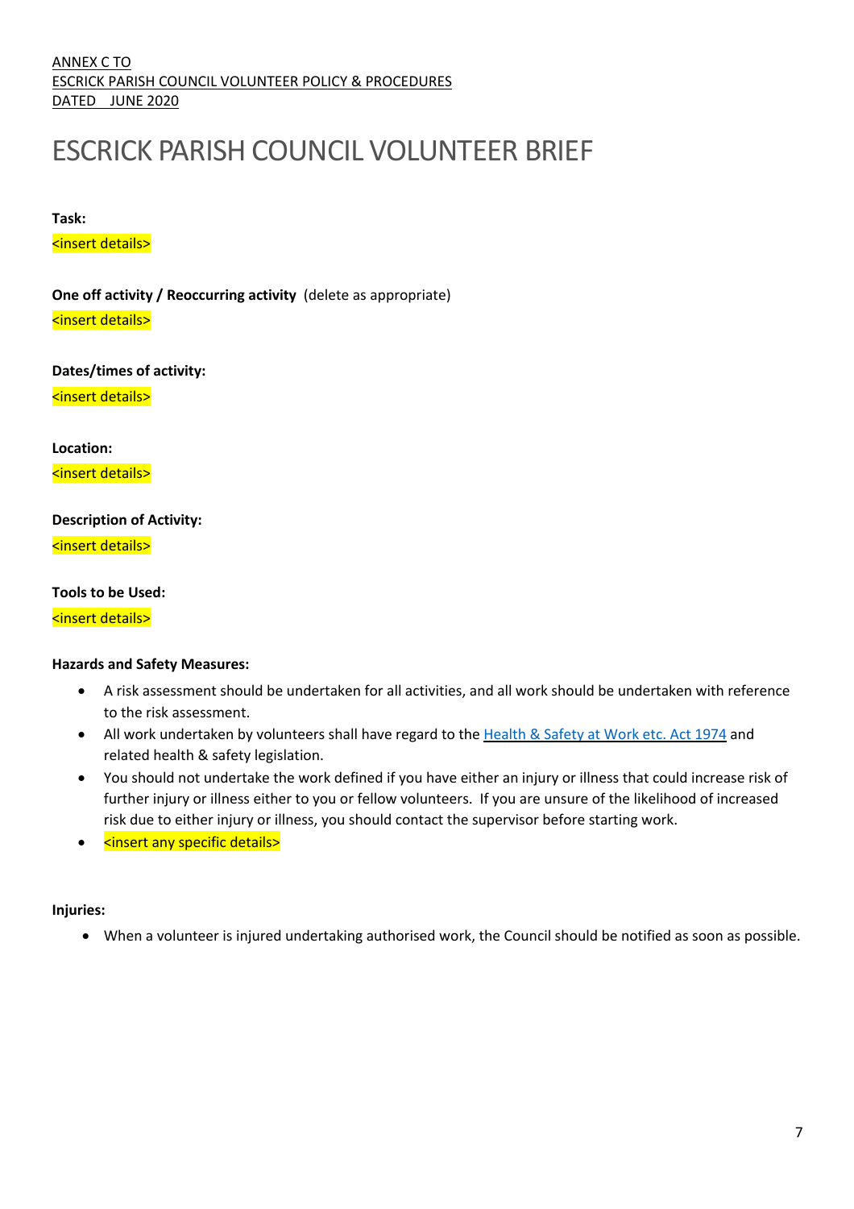ANNEX C TO
ESCRICK PARISH COUNCIL VOLUNTEER POLICY & PROCEDURES
DATED JUNE 2020

# ESCRICK PARISH COUNCIL VOLUNTEER BRIEF

**Task:**

<insert details>

**One off activity / Reoccurring activity** (delete as appropriate)

<insert details>

**Dates/times of activity:**

<insert details>

**Location:**

<insert details>

**Description of Activity:**

<insert details>

**Tools to be Used:**

<insert details>

**Hazards and Safety Measures:**

- A risk assessment should be undertaken for all activities, and all work should be undertaken with reference to the risk assessment.
- All work undertaken by volunteers shall have regard to the Health & Safety at Work etc. Act 1974 and related health & safety legislation.
- You should not undertake the work defined if you have either an injury or illness that could increase risk of further injury or illness either to you or fellow volunteers. If you are unsure of the likelihood of increased risk due to either injury or illness, you should contact the supervisor before starting work.
- <insert any specific details>

**Injuries:**

- When a volunteer is injured undertaking authorised work, the Council should be notified as soon as possible.